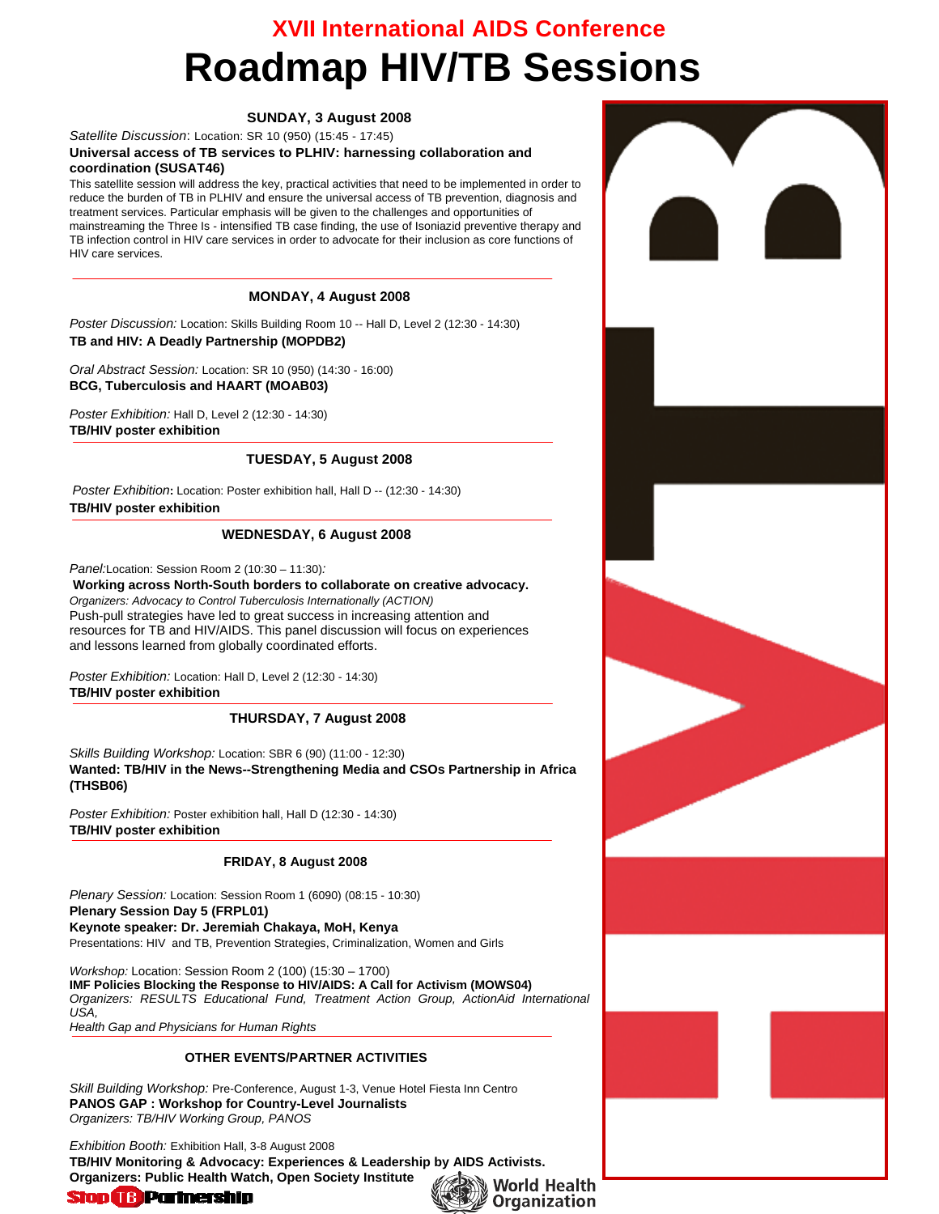# XVII International AIDS Conference

# Roadmap HIV/TB Sessions

### SUNDAY, 3 August 2008

*Satellite Discussion*: Location: SR 10 (950) (15:45 - 17:45)

**Universal access of TB services to PLHIV: harnessing collaboration and coordination (SUSAT46)**

This satellite session will address the key, practical activities that need to be implemented in order to reduce the burden of TB in PLHIV and ensure the universal access of TB prevention, diagnosis and treatment services. Particular emphasis will be given to the challenges and opportunities of mainstreaming the Three Is - intensified TB case finding, the use of Isoniazid preventive therapy and TB infection control in HIV care services in order to advocate for their inclusion as core functions of HIV care services.

### MONDAY, 4 August 2008

*Poster Discussion:* Location: Skills Building Room 10 -- Hall D, Level 2 (12:30 - 14:30)

**TB and HIV: A Deadly Partnership (MOPDB2)**

*Oral Abstract Session:* Location: SR 10 (950) (14:30 - 16:00)

**BCG, Tuberculosis and HAART (MOAB03)**

*Poster Exhibition:* Hall D, Level 2 (12:30 - 14:30)

**TB/HIV poster exhibition**

### TUESDAY, 5 August 2008

*Poster Exhibition*: Location: Poster exhibition hall, Hall D -- (12:30 - 14:30)

**TB/HIV poster exhibition**

### WEDNESDAY, 6 August 2008

*Panel:* Location: Session Room 2 (10:30 – 11:30):

**Working across North-South borders to collaborate on creative advocacy.**

*Organizers: Advocacy to Control Tuberculosis Internationally (ACTION)*

Push-pull strategies have led to great success in increasing attention and resources for TB and HIV/AIDS. This panel discussion will focus on experiences and lessons learned from globally coordinated efforts.

*Poster Exhibition:* Location: Hall D, Level 2 (12:30 - 14:30)

**TB/HIV poster exhibition**

### THURSDAY, 7 August 2008

*Skills Building Workshop:* Location: SBR 6 (90) (11:00 - 12:30)

**Wanted: TB/HIV in the News--Strengthening Media and CSOs Partnership in Africa (THSB06)**

*Poster Exhibition:* Poster exhibition hall, Hall D (12:30 - 14:30)

**TB/HIV poster exhibition**

### FRIDAY, 8 August 2008

*Plenary Session:* Location: Session Room 1 (6090) (08:15 - 10:30)

**Plenary Session Day 5 (FRPL01)**

**Keynote speaker: Dr. Jeremiah Chakaya, MoH, Kenya**

Presentations: HIV and TB, Prevention Strategies, Criminalization, Women and Girls

*Workshop:* Location: Session Room 2 (100) (15:30 – 1700)

**IMF Policies Blocking the Response to HIV/AIDS: A Call for Activism (MOWS04)**

*Organizers: RESULTS Educational Fund, Treatment Action Group, ActionAid International USA,*
*Health Gap and Physicians for Human Rights*

### OTHER EVENTS/PARTNER ACTIVITIES

*Skill Building Workshop:* Pre-Conference, August 1-3, Venue Hotel Fiesta Inn Centro

**PANOS GAP : Workshop for Country-Level Journalists**

*Organizers: TB/HIV Working Group, PANOS*

*Exhibition Booth:* Exhibition Hall, 3-8 August 2008

**TB/HIV Monitoring & Advocacy: Experiences & Leadership by AIDS Activists.**

**Organizers: Public Health Watch, Open Society Institute**

Stop TB Partnership

World Health Organization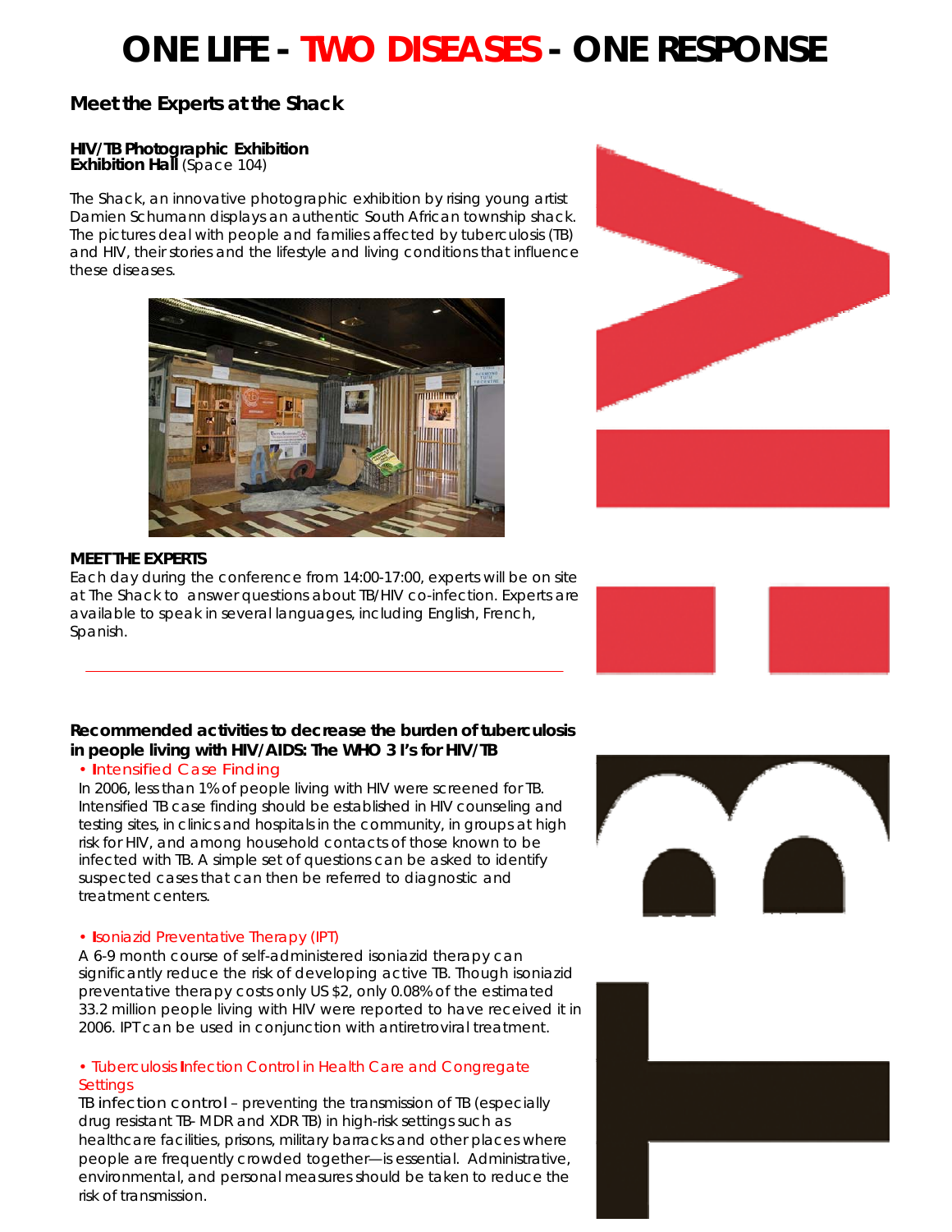# ONE LIFE - TWO DISEASES - ONE RESPONSE

## Meet the Experts at the Shack

**HIV/TB Photographic Exhibition**
**Exhibition Hall** (Space 104)

The Shack, an innovative photographic exhibition by rising young artist Damien Schumann displays an authentic South African township shack. The pictures deal with people and families affected by tuberculosis (TB) and HIV, their stories and the lifestyle and living conditions that influence these diseases.

**MEET THE EXPERTS**
Each day during the conference from 14:00-17:00, experts will be on site at The Shack to answer questions about TB/HIV co-infection. Experts are available to speak in several languages, including English, French, Spanish.

---

### Recommended activities to decrease the burden of tuberculosis in people living with HIV/AIDS: The WHO 3 I's for HIV/TB

• Intensified Case Finding

In 2006, less than 1% of people living with HIV were screened for TB. Intensified TB case finding should be established in HIV counseling and testing sites, in clinics and hospitals in the community, in groups at high risk for HIV, and among household contacts of those known to be infected with TB. A simple set of questions can be asked to identify suspected cases that can then be referred to diagnostic and treatment centers.

• Isoniazid Preventative Therapy (IPT)

A 6-9 month course of self-administered isoniazid therapy can significantly reduce the risk of developing active TB. Though isoniazid preventative therapy costs only US $2, only 0.08% of the estimated 33.2 million people living with HIV were reported to have received it in 2006. IPT can be used in conjunction with antiretroviral treatment.

• Tuberculosis Infection Control in Health Care and Congregate Settings

TB infection control – preventing the transmission of TB (especially drug resistant TB- MDR and XDR TB) in high-risk settings such as healthcare facilities, prisons, military barracks and other places where people are frequently crowded together—is essential. Administrative, environmental, and personal measures should be taken to reduce the risk of transmission.